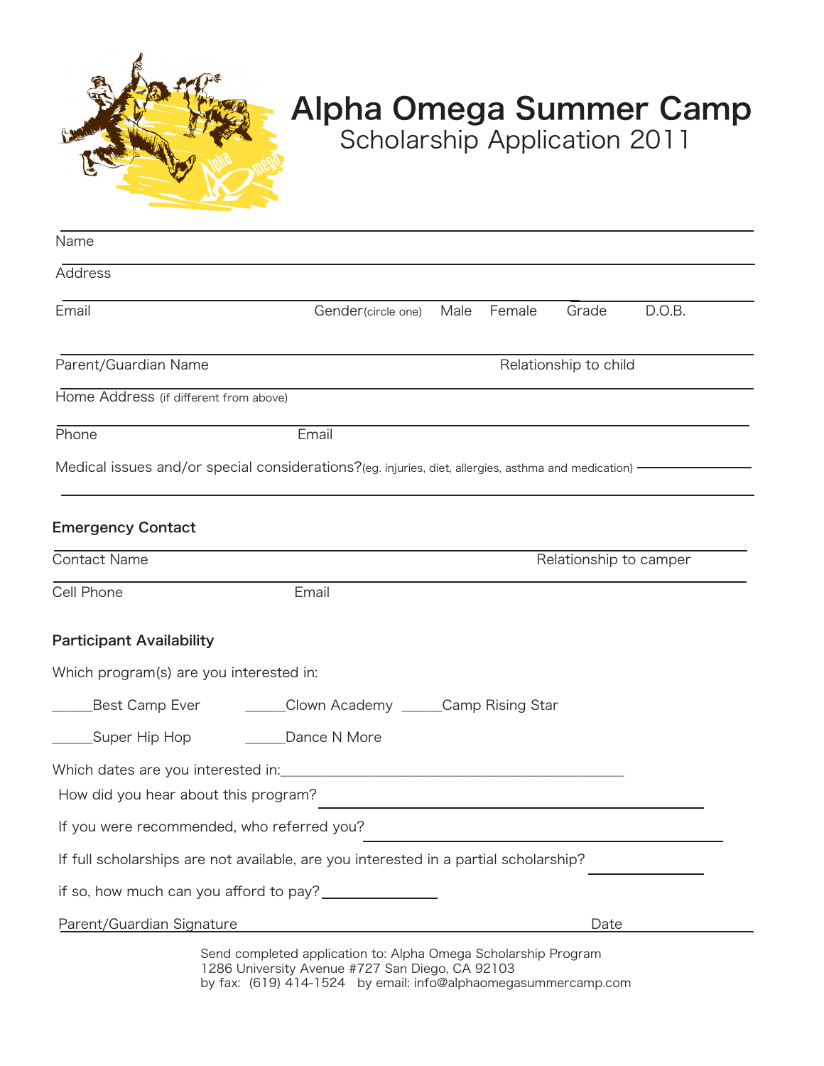# Alpha Omega Summer Camp

## Scholarship Application 2011

Name

Address

Email Gender(circle one) Male Female Grade D.O.B.

Parent/Guardian Name Relationship to child

Home Address (if different from above)

Phone Email

Medical issues and/or special considerations?(eg. injuries, diet, allergies, asthma and medication)

**Emergency Contact**

Contact Name Relationship to camper

Cell Phone Email

**Participant Availability**

Which program(s) are you interested in:

_____Best Camp Ever _____Clown Academy _____Camp Rising Star

_____Super Hip Hop _____Dance N More

Which dates are you interested in:___________________________________________

How did you hear about this program?

If you were recommended, who referred you?

If full scholarships are not available, are you interested in a partial scholarship?

if so, how much can you afford to pay?_______________

Parent/Guardian Signature Date

Send completed application to: Alpha Omega Scholarship Program
1286 University Avenue #727 San Diego, CA 92103
by fax: (619) 414-1524 by email: info@alphaomegasummercamp.com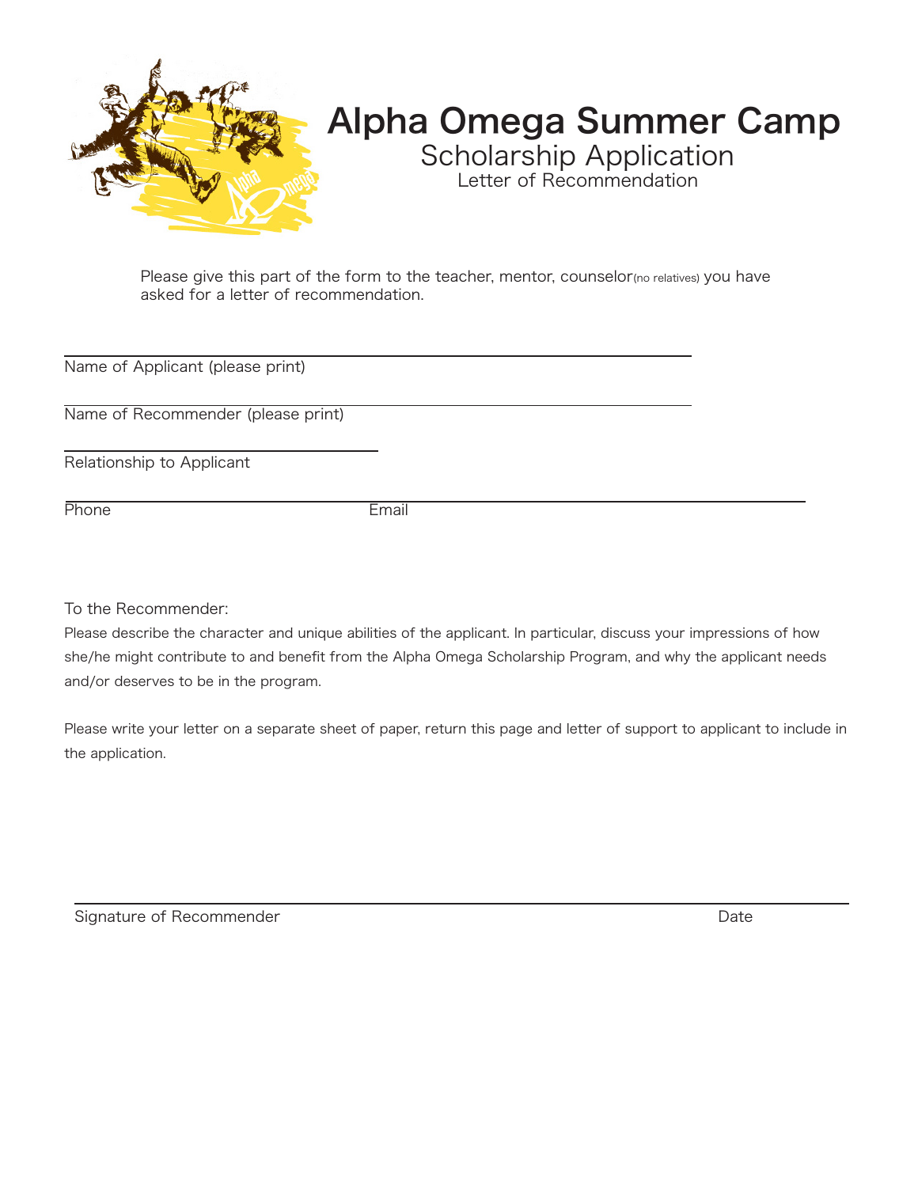# Alpha Omega Summer Camp

## Scholarship Application

### Letter of Recommendation

Please give this part of the form to the teacher, mentor, counselor(no relatives) you have asked for a letter of recommendation.

Name of Applicant (please print)

Name of Recommender (please print)

Relationship to Applicant

Phone Email

To the Recommender:

Please describe the character and unique abilities of the applicant. In particular, discuss your impressions of how she/he might contribute to and benefit from the Alpha Omega Scholarship Program, and why the applicant needs and/or deserves to be in the program.

Please write your letter on a separate sheet of paper, return this page and letter of support to applicant to include in the application.

Signature of Recommender Date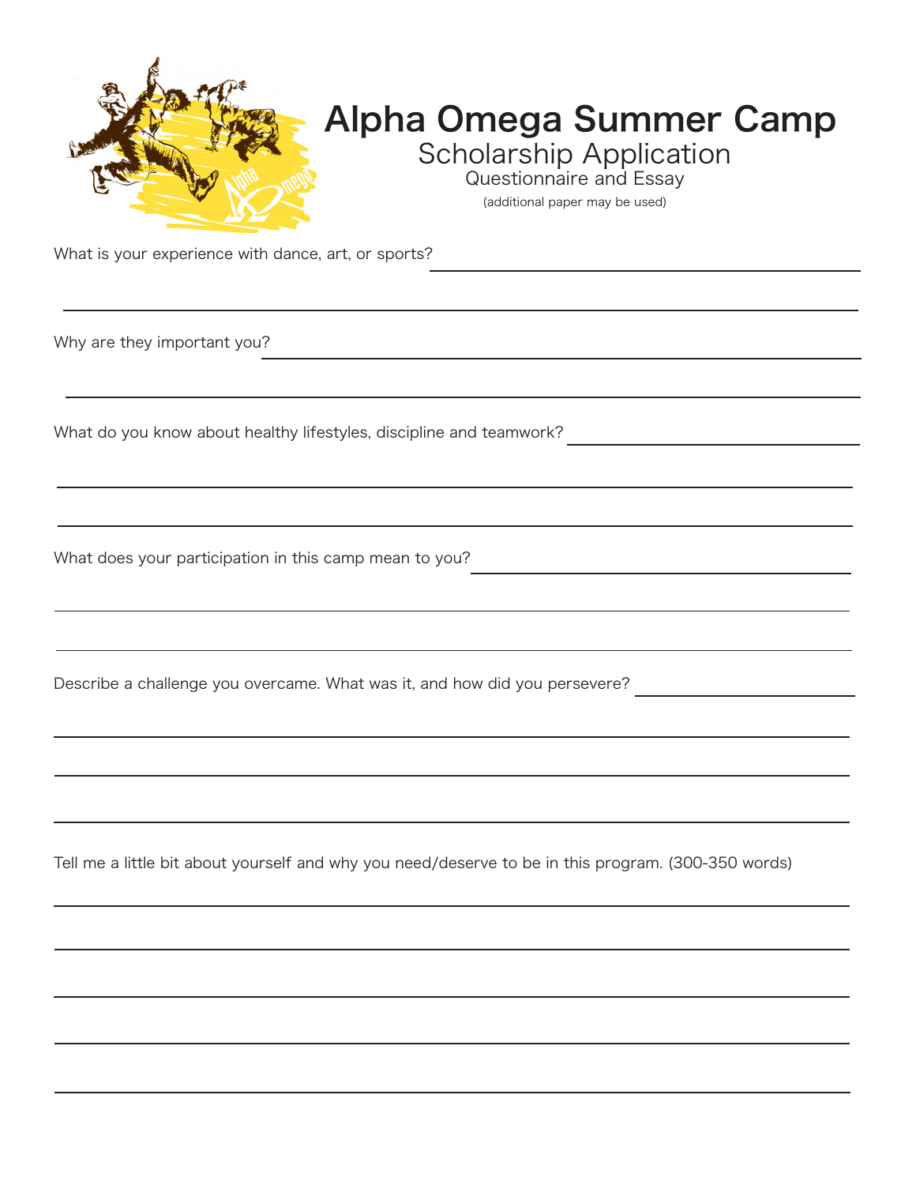# Alpha Omega Summer Camp

## Scholarship Application

### Questionnaire and Essay

(additional paper may be used)

What is your experience with dance, art, or sports?

Why are they important you?

What do you know about healthy lifestyles, discipline and teamwork?

What does your participation in this camp mean to you?

Describe a challenge you overcame. What was it, and how did you persevere?

Tell me a little bit about yourself and why you need/deserve to be in this program. (300-350 words)